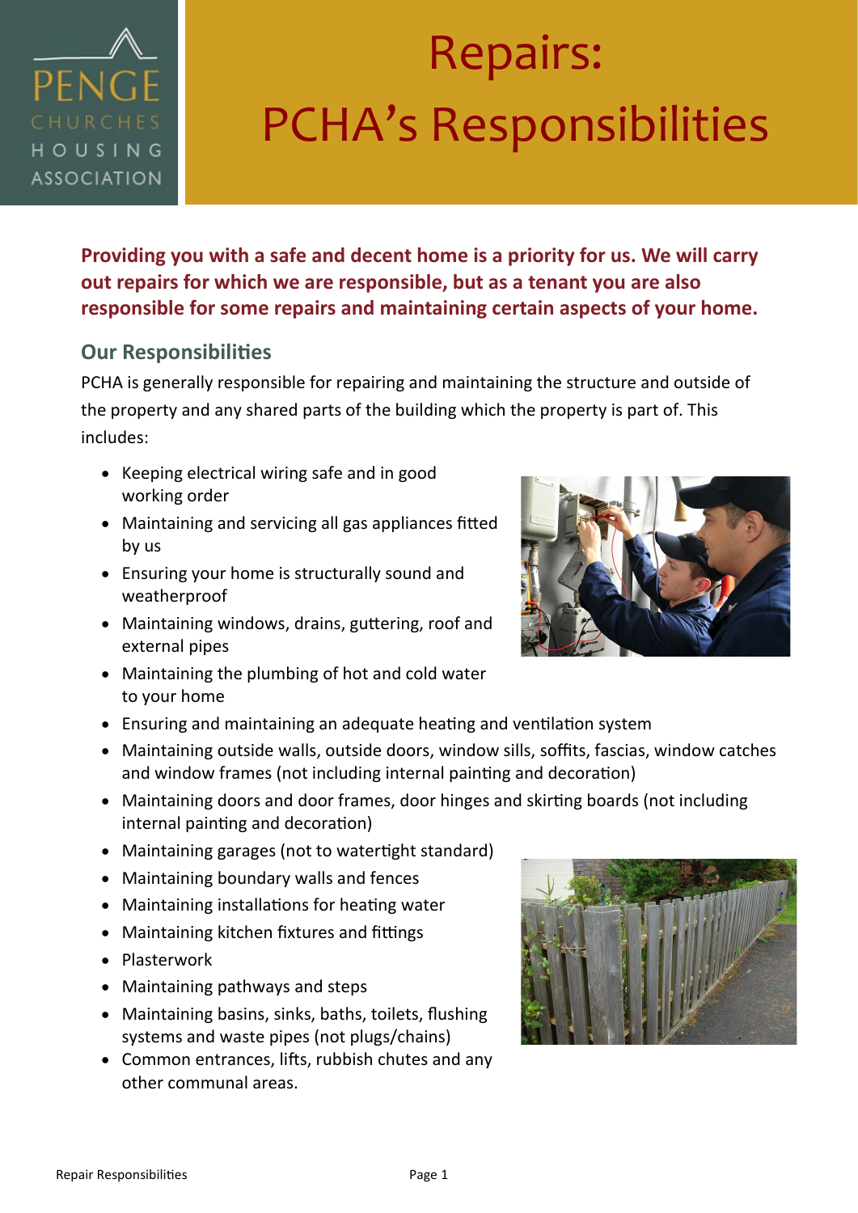PENGE CHURCHES HOUSING ASSOCIATION

# Repairs: PCHA's Responsibilities

**Providing you with a safe and decent home is a priority for us. We will carry out repairs for which we are responsible, but as a tenant you are also responsible for some repairs and maintaining certain aspects of your home.**

## Our Responsibilities

PCHA is generally responsible for repairing and maintaining the structure and outside of the property and any shared parts of the building which the property is part of. This includes:

- Keeping electrical wiring safe and in good working order
- Maintaining and servicing all gas appliances fitted by us
- Ensuring your home is structurally sound and weatherproof
- Maintaining windows, drains, guttering, roof and external pipes
- Maintaining the plumbing of hot and cold water to your home
- Ensuring and maintaining an adequate heating and ventilation system
- Maintaining outside walls, outside doors, window sills, soffits, fascias, window catches and window frames (not including internal painting and decoration)
- Maintaining doors and door frames, door hinges and skirting boards (not including internal painting and decoration)
- Maintaining garages (not to watertight standard)
- Maintaining boundary walls and fences
- Maintaining installations for heating water
- Maintaining kitchen fixtures and fittings
- Plasterwork
- Maintaining pathways and steps
- Maintaining basins, sinks, baths, toilets, flushing systems and waste pipes (not plugs/chains)
- Common entrances, lifts, rubbish chutes and any other communal areas.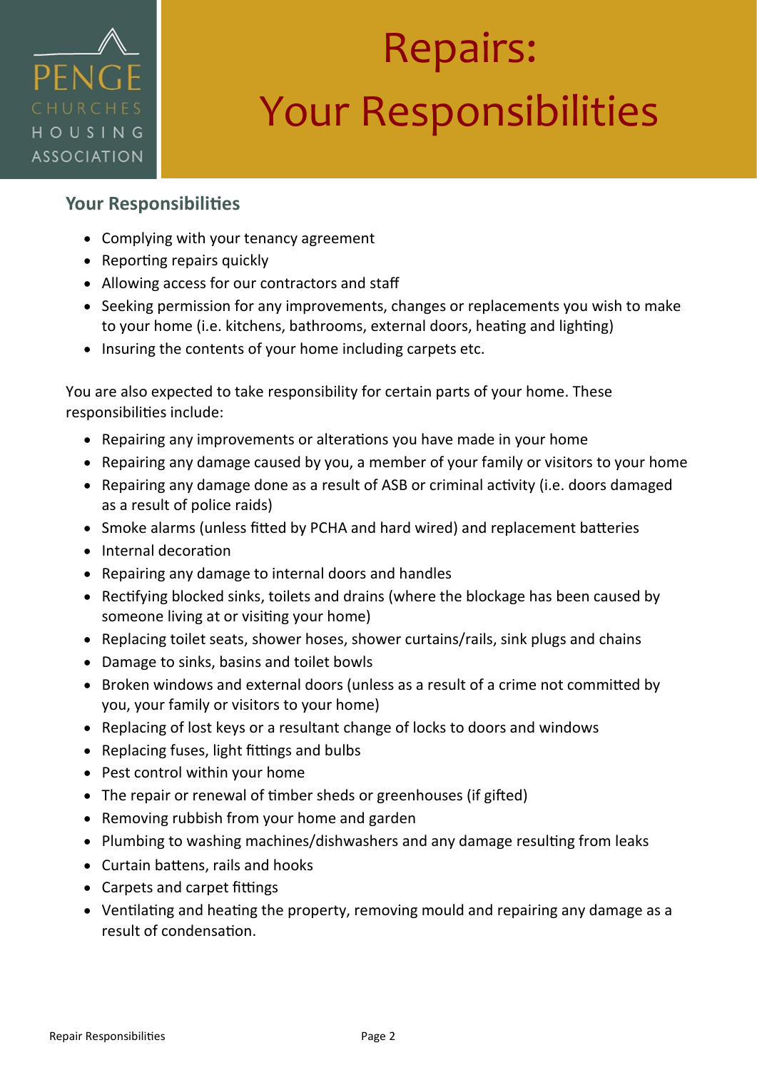PENGE CHURCHES HOUSING ASSOCIATION

# Repairs: Your Responsibilities

## Your Responsibilities

- Complying with your tenancy agreement
- Reporting repairs quickly
- Allowing access for our contractors and staff
- Seeking permission for any improvements, changes or replacements you wish to make to your home (i.e. kitchens, bathrooms, external doors, heating and lighting)
- Insuring the contents of your home including carpets etc.

You are also expected to take responsibility for certain parts of your home. These responsibilities include:

- Repairing any improvements or alterations you have made in your home
- Repairing any damage caused by you, a member of your family or visitors to your home
- Repairing any damage done as a result of ASB or criminal activity (i.e. doors damaged as a result of police raids)
- Smoke alarms (unless fitted by PCHA and hard wired) and replacement batteries
- Internal decoration
- Repairing any damage to internal doors and handles
- Rectifying blocked sinks, toilets and drains (where the blockage has been caused by someone living at or visiting your home)
- Replacing toilet seats, shower hoses, shower curtains/rails, sink plugs and chains
- Damage to sinks, basins and toilet bowls
- Broken windows and external doors (unless as a result of a crime not committed by you, your family or visitors to your home)
- Replacing of lost keys or a resultant change of locks to doors and windows
- Replacing fuses, light fittings and bulbs
- Pest control within your home
- The repair or renewal of timber sheds or greenhouses (if gifted)
- Removing rubbish from your home and garden
- Plumbing to washing machines/dishwashers and any damage resulting from leaks
- Curtain battens, rails and hooks
- Carpets and carpet fittings
- Ventilating and heating the property, removing mould and repairing any damage as a result of condensation.